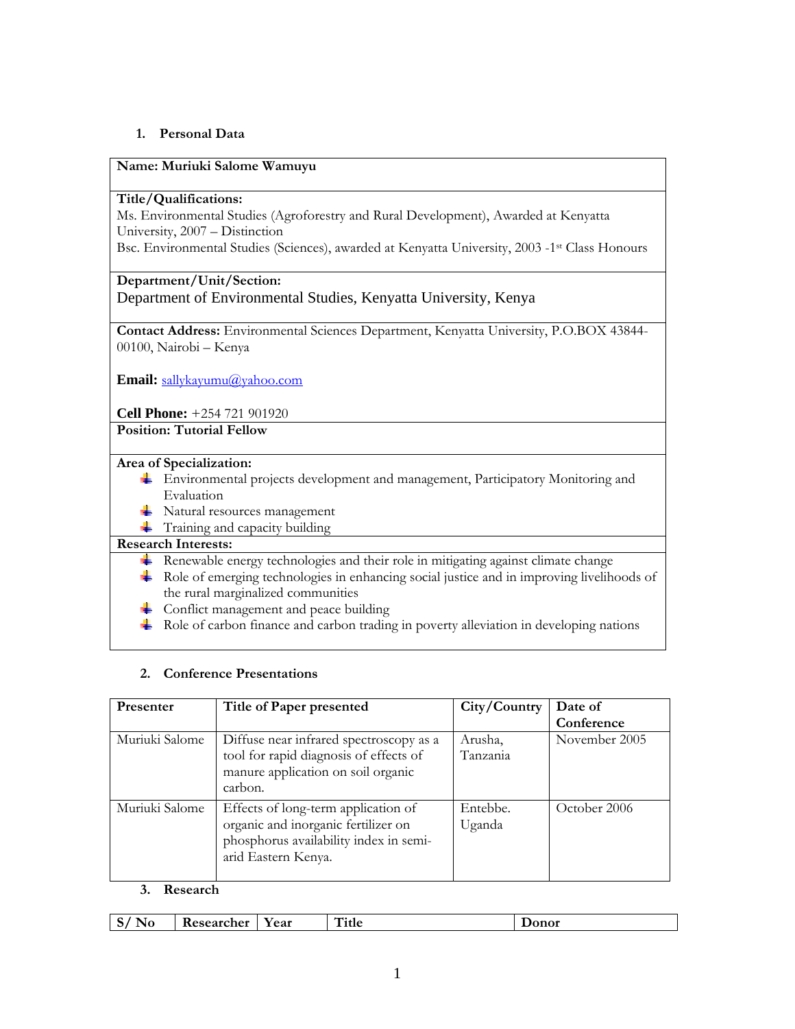## 1. Personal Data

**Name: Muriuki Salome Wamuyu**

**Title/Qualifications:**
Ms. Environmental Studies (Agroforestry and Rural Development), Awarded at Kenyatta University, 2007 – Distinction
Bsc. Environmental Studies (Sciences), awarded at Kenyatta University, 2003 -1st Class Honours

**Department/Unit/Section:**
Department of Environmental Studies, Kenyatta University, Kenya

**Contact Address:** Environmental Sciences Department, Kenyatta University, P.O.BOX 43844-00100, Nairobi – Kenya

**Email:** sallykayumu@yahoo.com

**Cell Phone:** +254 721 901920

**Position: Tutorial Fellow**

**Area of Specialization:**

- Environmental projects development and management, Participatory Monitoring and Evaluation
- Natural resources management
- Training and capacity building

**Research Interests:**

- Renewable energy technologies and their role in mitigating against climate change
- Role of emerging technologies in enhancing social justice and in improving livelihoods of the rural marginalized communities
- Conflict management and peace building
- Role of carbon finance and carbon trading in poverty alleviation in developing nations

## 2. Conference Presentations

| Presenter | Title of Paper presented | City/Country | Date of Conference |
|---|---|---|---|
| Muriuki Salome | Diffuse near infrared spectroscopy as a tool for rapid diagnosis of effects of manure application on soil organic carbon. | Arusha, Tanzania | November 2005 |
| Muriuki Salome | Effects of long-term application of organic and inorganic fertilizer on phosphorus availability index in semi-arid Eastern Kenya. | Entebbe. Uganda | October 2006 |

## 3. Research

| S/ No | Researcher | Year | Title | Donor |
|---|---|---|---|---|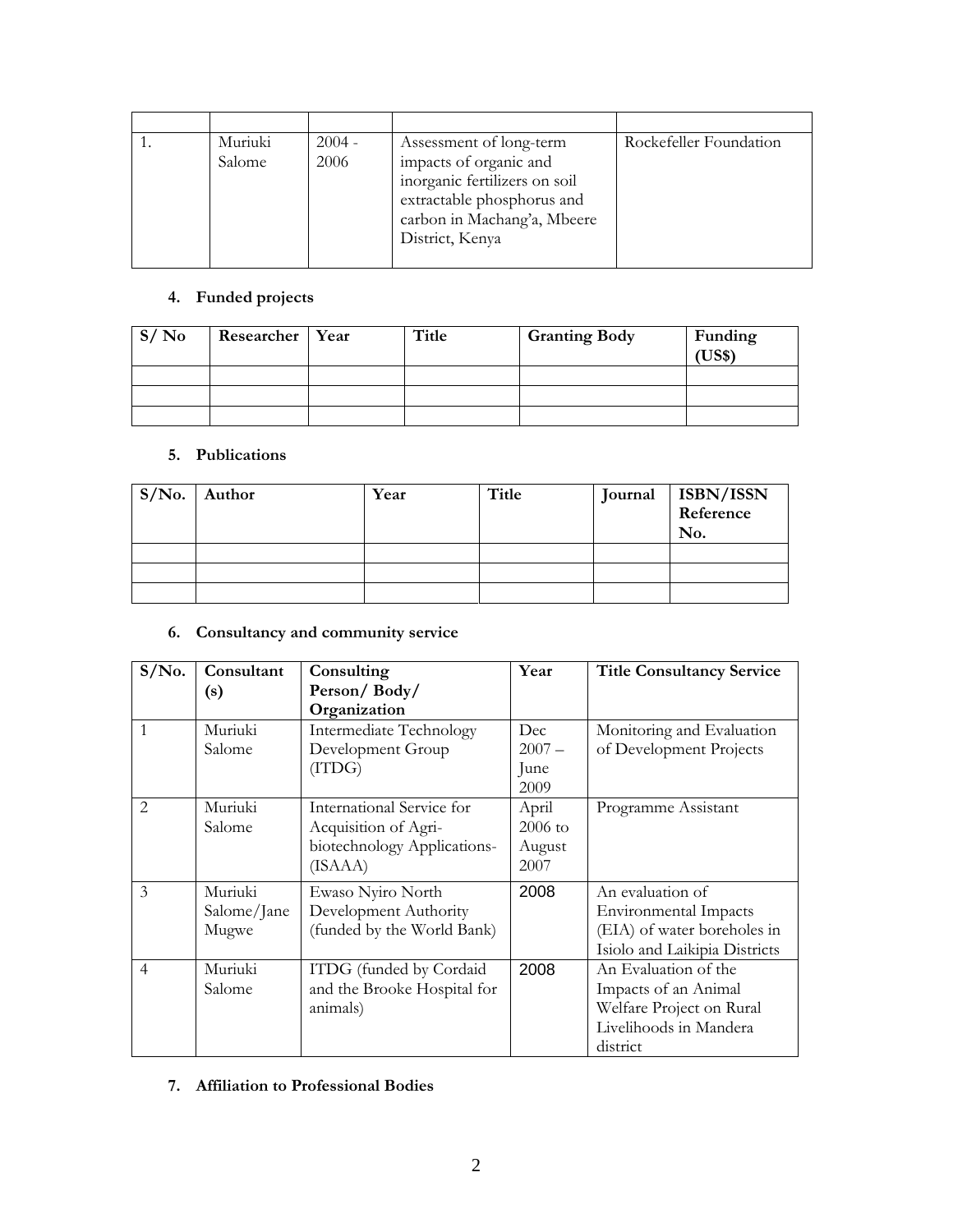| | | | | |
|---|---|---|---|---|
| 1. | Muriuki Salome | 2004 - 2006 | Assessment of long-term impacts of organic and inorganic fertilizers on soil extractable phosphorus and carbon in Machang'a, Mbeere District, Kenya | Rockefeller Foundation |

### 4. Funded projects

| S/ No | Researcher | Year | Title | Granting Body | Funding (US$) |
|---|---|---|---|---|---|
| | | | | | |
| | | | | | |
| | | | | | |

### 5. Publications

| S/No. | Author | Year | Title | Journal | ISBN/ISSN Reference No. |
|---|---|---|---|---|---|
| | | | | | |
| | | | | | |
| | | | | | |

### 6. Consultancy and community service

| S/No. | Consultant (s) | Consulting Person/ Body/ Organization | Year | Title Consultancy Service |
|---|---|---|---|---|
| 1 | Muriuki Salome | Intermediate Technology Development Group (ITDG) | Dec 2007 – June 2009 | Monitoring and Evaluation of Development Projects |
| 2 | Muriuki Salome | International Service for Acquisition of Agri-biotechnology Applications- (ISAAA) | April 2006 to August 2007 | Programme Assistant |
| 3 | Muriuki Salome/Jane Mugwe | Ewaso Nyiro North Development Authority (funded by the World Bank) | 2008 | An evaluation of Environmental Impacts (EIA) of water boreholes in Isiolo and Laikipia Districts |
| 4 | Muriuki Salome | ITDG (funded by Cordaid and the Brooke Hospital for animals) | 2008 | An Evaluation of the Impacts of an Animal Welfare Project on Rural Livelihoods in Mandera district |

### 7. Affiliation to Professional Bodies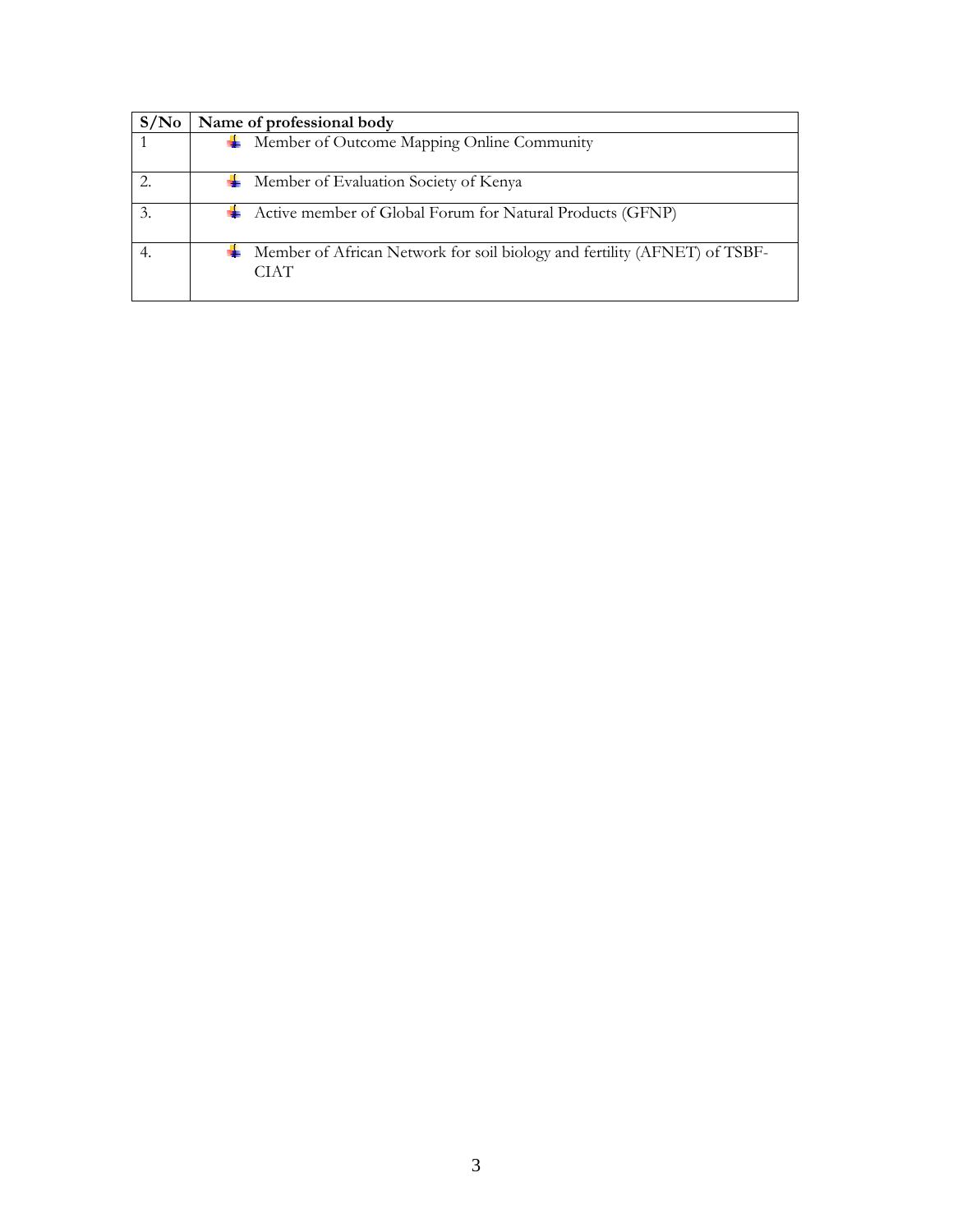| S/No | Name of professional body |
| --- | --- |
| 1 | Member of Outcome Mapping Online Community |
| 2. | Member of Evaluation Society of Kenya |
| 3. | Active member of Global Forum for Natural Products (GFNP) |
| 4. | Member of African Network for soil biology and fertility (AFNET) of TSBF-CIAT |